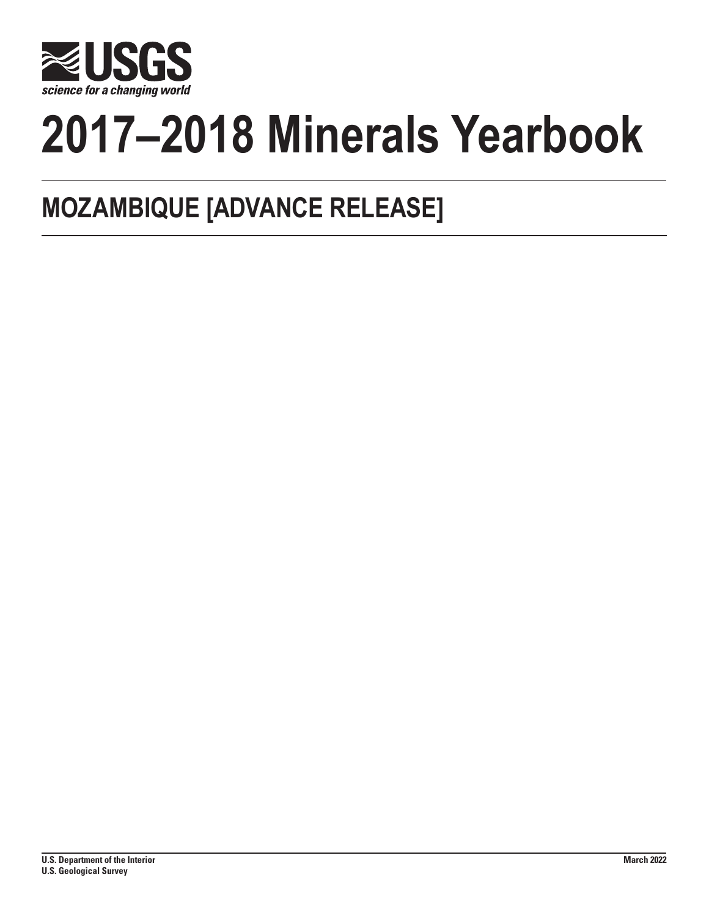USGS

science for a changing world

# 2017–2018 Minerals Yearbook

## MOZAMBIQUE [ADVANCE RELEASE]

**U.S. Department of the Interior**
**U.S. Geological Survey**

**March 2022**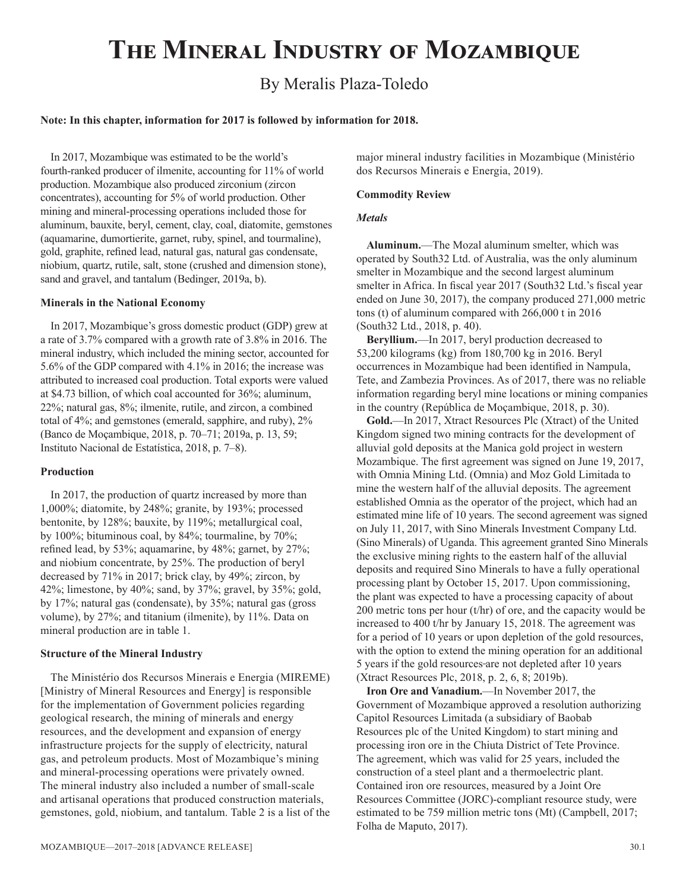# The Mineral Industry of Mozambique

By Meralis Plaza-Toledo

**Note: In this chapter, information for 2017 is followed by information for 2018.**

In 2017, Mozambique was estimated to be the world's fourth-ranked producer of ilmenite, accounting for 11% of world production. Mozambique also produced zirconium (zircon concentrates), accounting for 5% of world production. Other mining and mineral-processing operations included those for aluminum, bauxite, beryl, cement, clay, coal, diatomite, gemstones (aquamarine, dumortierite, garnet, ruby, spinel, and tourmaline), gold, graphite, refined lead, natural gas, natural gas condensate, niobium, quartz, rutile, salt, stone (crushed and dimension stone), sand and gravel, and tantalum (Bedinger, 2019a, b).

## Minerals in the National Economy

In 2017, Mozambique's gross domestic product (GDP) grew at a rate of 3.7% compared with a growth rate of 3.8% in 2016. The mineral industry, which included the mining sector, accounted for 5.6% of the GDP compared with 4.1% in 2016; the increase was attributed to increased coal production. Total exports were valued at $4.73 billion, of which coal accounted for 36%; aluminum, 22%; natural gas, 8%; ilmenite, rutile, and zircon, a combined total of 4%; and gemstones (emerald, sapphire, and ruby), 2% (Banco de Moçambique, 2018, p. 70–71; 2019a, p. 13, 59; Instituto Nacional de Estatística, 2018, p. 7–8).

## Production

In 2017, the production of quartz increased by more than 1,000%; diatomite, by 248%; granite, by 193%; processed bentonite, by 128%; bauxite, by 119%; metallurgical coal, by 100%; bituminous coal, by 84%; tourmaline, by 70%; refined lead, by 53%; aquamarine, by 48%; garnet, by 27%; and niobium concentrate, by 25%. The production of beryl decreased by 71% in 2017; brick clay, by 49%; zircon, by 42%; limestone, by 40%; sand, by 37%; gravel, by 35%; gold, by 17%; natural gas (condensate), by 35%; natural gas (gross volume), by 27%; and titanium (ilmenite), by 11%. Data on mineral production are in table 1.

## Structure of the Mineral Industry

The Ministério dos Recursos Minerais e Energia (MIREME) [Ministry of Mineral Resources and Energy] is responsible for the implementation of Government policies regarding geological research, the mining of minerals and energy resources, and the development and expansion of energy infrastructure projects for the supply of electricity, natural gas, and petroleum products. Most of Mozambique's mining and mineral-processing operations were privately owned. The mineral industry also included a number of small-scale and artisanal operations that produced construction materials, gemstones, gold, niobium, and tantalum. Table 2 is a list of the major mineral industry facilities in Mozambique (Ministério dos Recursos Minerais e Energia, 2019).

## Commodity Review

### *Metals*

**Aluminum.**—The Mozal aluminum smelter, which was operated by South32 Ltd. of Australia, was the only aluminum smelter in Mozambique and the second largest aluminum smelter in Africa. In fiscal year 2017 (South32 Ltd.'s fiscal year ended on June 30, 2017), the company produced 271,000 metric tons (t) of aluminum compared with 266,000 t in 2016 (South32 Ltd., 2018, p. 40).

**Beryllium.**—In 2017, beryl production decreased to 53,200 kilograms (kg) from 180,700 kg in 2016. Beryl occurrences in Mozambique had been identified in Nampula, Tete, and Zambezia Provinces. As of 2017, there was no reliable information regarding beryl mine locations or mining companies in the country (República de Moçambique, 2018, p. 30).

**Gold.**—In 2017, Xtract Resources Plc (Xtract) of the United Kingdom signed two mining contracts for the development of alluvial gold deposits at the Manica gold project in western Mozambique. The first agreement was signed on June 19, 2017, with Omnia Mining Ltd. (Omnia) and Moz Gold Limitada to mine the western half of the alluvial deposits. The agreement established Omnia as the operator of the project, which had an estimated mine life of 10 years. The second agreement was signed on July 11, 2017, with Sino Minerals Investment Company Ltd. (Sino Minerals) of Uganda. This agreement granted Sino Minerals the exclusive mining rights to the eastern half of the alluvial deposits and required Sino Minerals to have a fully operational processing plant by October 15, 2017. Upon commissioning, the plant was expected to have a processing capacity of about 200 metric tons per hour (t/hr) of ore, and the capacity would be increased to 400 t/hr by January 15, 2018. The agreement was for a period of 10 years or upon depletion of the gold resources, with the option to extend the mining operation for an additional 5 years if the gold resources are not depleted after 10 years (Xtract Resources Plc, 2018, p. 2, 6, 8; 2019b).

**Iron Ore and Vanadium.**—In November 2017, the Government of Mozambique approved a resolution authorizing Capitol Resources Limitada (a subsidiary of Baobab Resources plc of the United Kingdom) to start mining and processing iron ore in the Chiuta District of Tete Province. The agreement, which was valid for 25 years, included the construction of a steel plant and a thermoelectric plant. Contained iron ore resources, measured by a Joint Ore Resources Committee (JORC)-compliant resource study, were estimated to be 759 million metric tons (Mt) (Campbell, 2017; Folha de Maputo, 2017).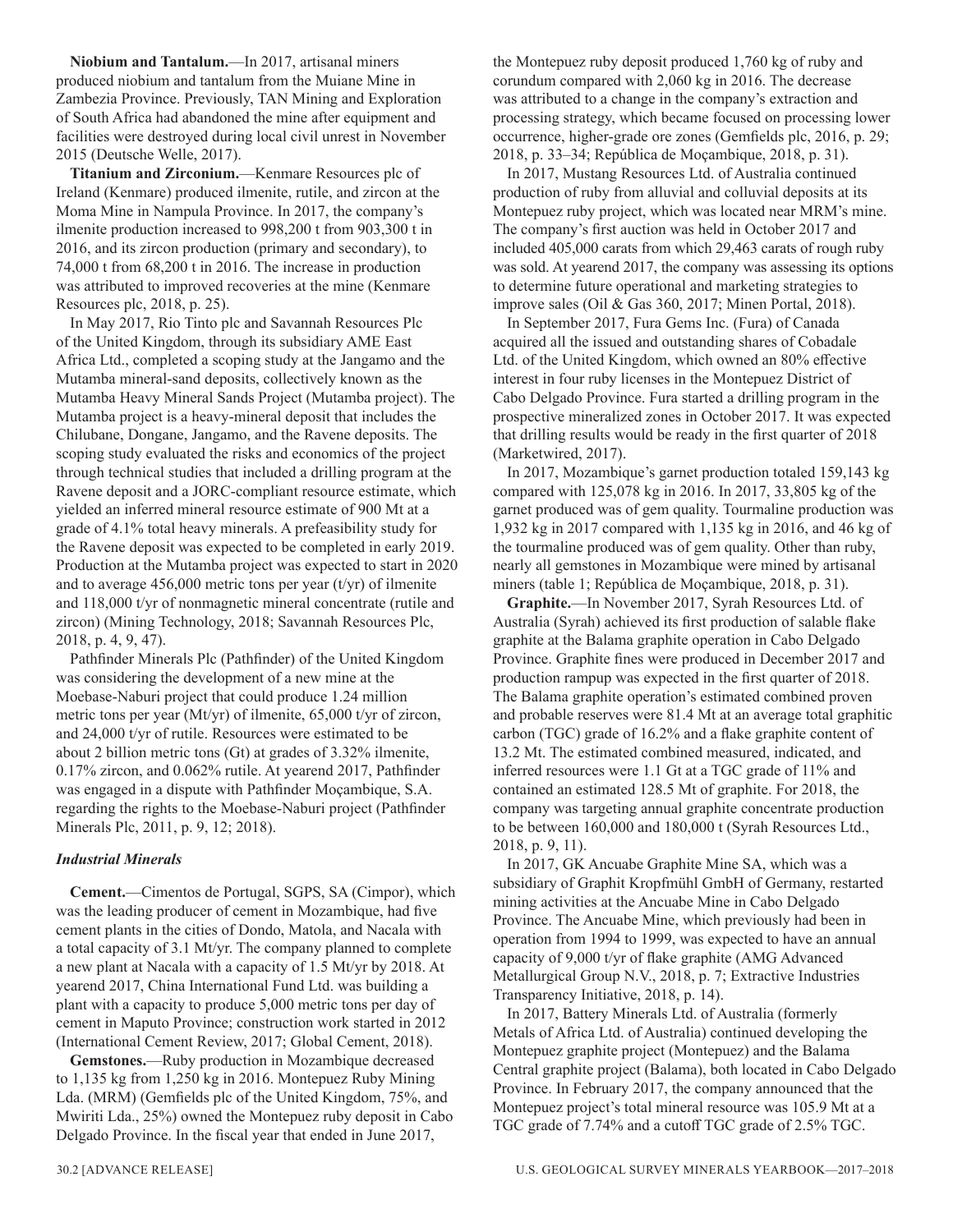**Niobium and Tantalum.**—In 2017, artisanal miners produced niobium and tantalum from the Muiane Mine in Zambezia Province. Previously, TAN Mining and Exploration of South Africa had abandoned the mine after equipment and facilities were destroyed during local civil unrest in November 2015 (Deutsche Welle, 2017).

**Titanium and Zirconium.**—Kenmare Resources plc of Ireland (Kenmare) produced ilmenite, rutile, and zircon at the Moma Mine in Nampula Province. In 2017, the company's ilmenite production increased to 998,200 t from 903,300 t in 2016, and its zircon production (primary and secondary), to 74,000 t from 68,200 t in 2016. The increase in production was attributed to improved recoveries at the mine (Kenmare Resources plc, 2018, p. 25).

In May 2017, Rio Tinto plc and Savannah Resources Plc of the United Kingdom, through its subsidiary AME East Africa Ltd., completed a scoping study at the Jangamo and the Mutamba mineral-sand deposits, collectively known as the Mutamba Heavy Mineral Sands Project (Mutamba project). The Mutamba project is a heavy-mineral deposit that includes the Chilubane, Dongane, Jangamo, and the Ravene deposits. The scoping study evaluated the risks and economics of the project through technical studies that included a drilling program at the Ravene deposit and a JORC-compliant resource estimate, which yielded an inferred mineral resource estimate of 900 Mt at a grade of 4.1% total heavy minerals. A prefeasibility study for the Ravene deposit was expected to be completed in early 2019. Production at the Mutamba project was expected to start in 2020 and to average 456,000 metric tons per year (t/yr) of ilmenite and 118,000 t/yr of nonmagnetic mineral concentrate (rutile and zircon) (Mining Technology, 2018; Savannah Resources Plc, 2018, p. 4, 9, 47).

Pathfinder Minerals Plc (Pathfinder) of the United Kingdom was considering the development of a new mine at the Moebase-Naburi project that could produce 1.24 million metric tons per year (Mt/yr) of ilmenite, 65,000 t/yr of zircon, and 24,000 t/yr of rutile. Resources were estimated to be about 2 billion metric tons (Gt) at grades of 3.32% ilmenite, 0.17% zircon, and 0.062% rutile. At yearend 2017, Pathfinder was engaged in a dispute with Pathfinder Moçambique, S.A. regarding the rights to the Moebase-Naburi project (Pathfinder Minerals Plc, 2011, p. 9, 12; 2018).

### *Industrial Minerals*

**Cement.**—Cimentos de Portugal, SGPS, SA (Cimpor), which was the leading producer of cement in Mozambique, had five cement plants in the cities of Dondo, Matola, and Nacala with a total capacity of 3.1 Mt/yr. The company planned to complete a new plant at Nacala with a capacity of 1.5 Mt/yr by 2018. At yearend 2017, China International Fund Ltd. was building a plant with a capacity to produce 5,000 metric tons per day of cement in Maputo Province; construction work started in 2012 (International Cement Review, 2017; Global Cement, 2018).

**Gemstones.**—Ruby production in Mozambique decreased to 1,135 kg from 1,250 kg in 2016. Montepuez Ruby Mining Lda. (MRM) (Gemfields plc of the United Kingdom, 75%, and Mwiriti Lda., 25%) owned the Montepuez ruby deposit in Cabo Delgado Province. In the fiscal year that ended in June 2017, the Montepuez ruby deposit produced 1,760 kg of ruby and corundum compared with 2,060 kg in 2016. The decrease was attributed to a change in the company's extraction and processing strategy, which became focused on processing lower occurrence, higher-grade ore zones (Gemfields plc, 2016, p. 29; 2018, p. 33–34; República de Moçambique, 2018, p. 31).

In 2017, Mustang Resources Ltd. of Australia continued production of ruby from alluvial and colluvial deposits at its Montepuez ruby project, which was located near MRM's mine. The company's first auction was held in October 2017 and included 405,000 carats from which 29,463 carats of rough ruby was sold. At yearend 2017, the company was assessing its options to determine future operational and marketing strategies to improve sales (Oil & Gas 360, 2017; Minen Portal, 2018).

In September 2017, Fura Gems Inc. (Fura) of Canada acquired all the issued and outstanding shares of Cobadale Ltd. of the United Kingdom, which owned an 80% effective interest in four ruby licenses in the Montepuez District of Cabo Delgado Province. Fura started a drilling program in the prospective mineralized zones in October 2017. It was expected that drilling results would be ready in the first quarter of 2018 (Marketwired, 2017).

In 2017, Mozambique's garnet production totaled 159,143 kg compared with 125,078 kg in 2016. In 2017, 33,805 kg of the garnet produced was of gem quality. Tourmaline production was 1,932 kg in 2017 compared with 1,135 kg in 2016, and 46 kg of the tourmaline produced was of gem quality. Other than ruby, nearly all gemstones in Mozambique were mined by artisanal miners (table 1; República de Moçambique, 2018, p. 31).

**Graphite.**—In November 2017, Syrah Resources Ltd. of Australia (Syrah) achieved its first production of salable flake graphite at the Balama graphite operation in Cabo Delgado Province. Graphite fines were produced in December 2017 and production rampup was expected in the first quarter of 2018. The Balama graphite operation's estimated combined proven and probable reserves were 81.4 Mt at an average total graphitic carbon (TGC) grade of 16.2% and a flake graphite content of 13.2 Mt. The estimated combined measured, indicated, and inferred resources were 1.1 Gt at a TGC grade of 11% and contained an estimated 128.5 Mt of graphite. For 2018, the company was targeting annual graphite concentrate production to be between 160,000 and 180,000 t (Syrah Resources Ltd., 2018, p. 9, 11).

In 2017, GK Ancuabe Graphite Mine SA, which was a subsidiary of Graphit Kropfmühl GmbH of Germany, restarted mining activities at the Ancuabe Mine in Cabo Delgado Province. The Ancuabe Mine, which previously had been in operation from 1994 to 1999, was expected to have an annual capacity of 9,000 t/yr of flake graphite (AMG Advanced Metallurgical Group N.V., 2018, p. 7; Extractive Industries Transparency Initiative, 2018, p. 14).

In 2017, Battery Minerals Ltd. of Australia (formerly Metals of Africa Ltd. of Australia) continued developing the Montepuez graphite project (Montepuez) and the Balama Central graphite project (Balama), both located in Cabo Delgado Province. In February 2017, the company announced that the Montepuez project's total mineral resource was 105.9 Mt at a TGC grade of 7.74% and a cutoff TGC grade of 2.5% TGC.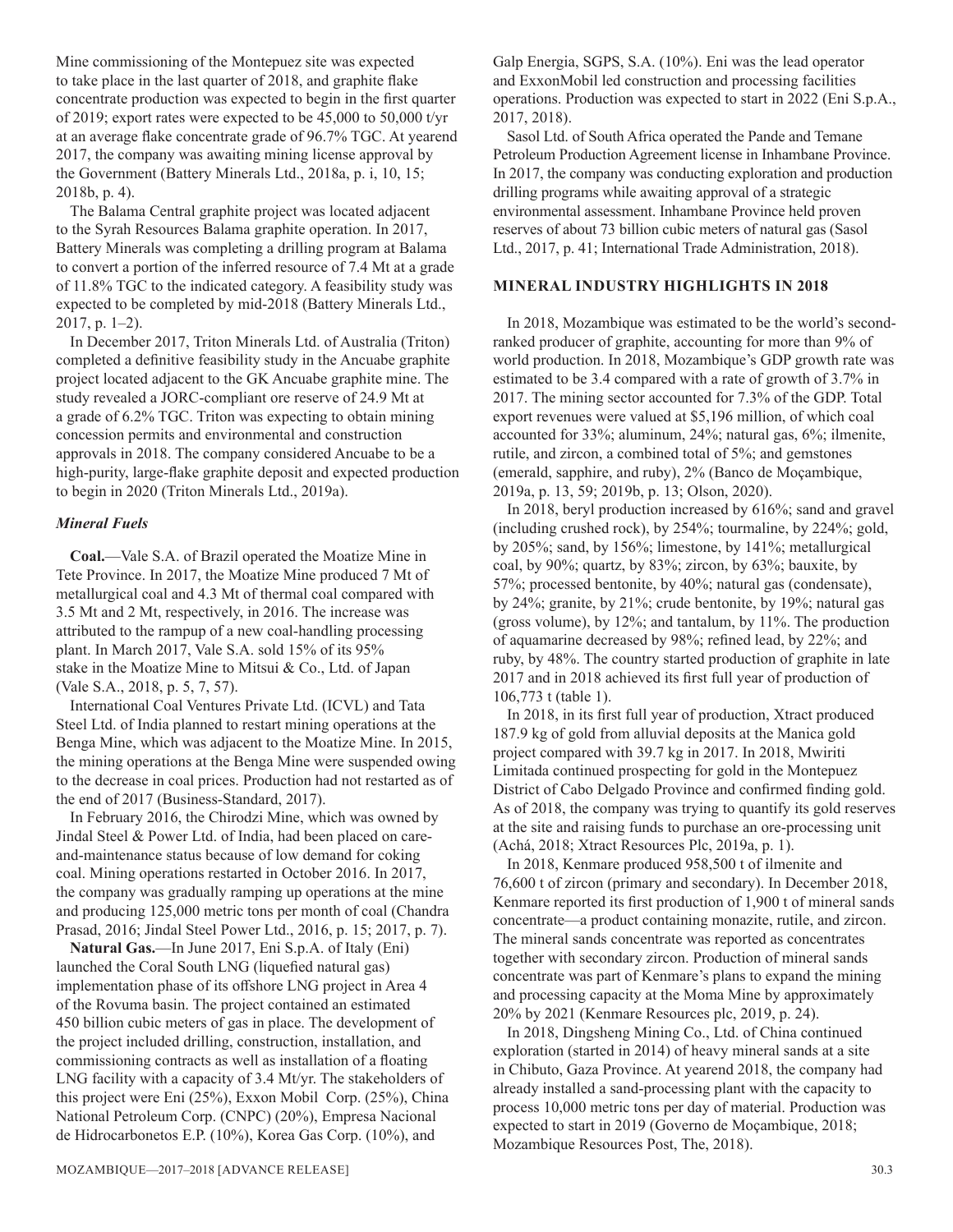Mine commissioning of the Montepuez site was expected to take place in the last quarter of 2018, and graphite flake concentrate production was expected to begin in the first quarter of 2019; export rates were expected to be 45,000 to 50,000 t/yr at an average flake concentrate grade of 96.7% TGC. At yearend 2017, the company was awaiting mining license approval by the Government (Battery Minerals Ltd., 2018a, p. i, 10, 15; 2018b, p. 4).

The Balama Central graphite project was located adjacent to the Syrah Resources Balama graphite operation. In 2017, Battery Minerals was completing a drilling program at Balama to convert a portion of the inferred resource of 7.4 Mt at a grade of 11.8% TGC to the indicated category. A feasibility study was expected to be completed by mid-2018 (Battery Minerals Ltd., 2017, p. 1–2).

In December 2017, Triton Minerals Ltd. of Australia (Triton) completed a definitive feasibility study in the Ancuabe graphite project located adjacent to the GK Ancuabe graphite mine. The study revealed a JORC-compliant ore reserve of 24.9 Mt at a grade of 6.2% TGC. Triton was expecting to obtain mining concession permits and environmental and construction approvals in 2018. The company considered Ancuabe to be a high-purity, large-flake graphite deposit and expected production to begin in 2020 (Triton Minerals Ltd., 2019a).

### *Mineral Fuels*

**Coal.**—Vale S.A. of Brazil operated the Moatize Mine in Tete Province. In 2017, the Moatize Mine produced 7 Mt of metallurgical coal and 4.3 Mt of thermal coal compared with 3.5 Mt and 2 Mt, respectively, in 2016. The increase was attributed to the rampup of a new coal-handling processing plant. In March 2017, Vale S.A. sold 15% of its 95% stake in the Moatize Mine to Mitsui & Co., Ltd. of Japan (Vale S.A., 2018, p. 5, 7, 57).

International Coal Ventures Private Ltd. (ICVL) and Tata Steel Ltd. of India planned to restart mining operations at the Benga Mine, which was adjacent to the Moatize Mine. In 2015, the mining operations at the Benga Mine were suspended owing to the decrease in coal prices. Production had not restarted as of the end of 2017 (Business-Standard, 2017).

In February 2016, the Chirodzi Mine, which was owned by Jindal Steel & Power Ltd. of India, had been placed on care-and-maintenance status because of low demand for coking coal. Mining operations restarted in October 2016. In 2017, the company was gradually ramping up operations at the mine and producing 125,000 metric tons per month of coal (Chandra Prasad, 2016; Jindal Steel Power Ltd., 2016, p. 15; 2017, p. 7).

**Natural Gas.**—In June 2017, Eni S.p.A. of Italy (Eni) launched the Coral South LNG (liquefied natural gas) implementation phase of its offshore LNG project in Area 4 of the Rovuma basin. The project contained an estimated 450 billion cubic meters of gas in place. The development of the project included drilling, construction, installation, and commissioning contracts as well as installation of a floating LNG facility with a capacity of 3.4 Mt/yr. The stakeholders of this project were Eni (25%), Exxon Mobil Corp. (25%), China National Petroleum Corp. (CNPC) (20%), Empresa Nacional de Hidrocarbonetos E.P. (10%), Korea Gas Corp. (10%), and Galp Energia, SGPS, S.A. (10%). Eni was the lead operator and ExxonMobil led construction and processing facilities operations. Production was expected to start in 2022 (Eni S.p.A., 2017, 2018).

Sasol Ltd. of South Africa operated the Pande and Temane Petroleum Production Agreement license in Inhambane Province. In 2017, the company was conducting exploration and production drilling programs while awaiting approval of a strategic environmental assessment. Inhambane Province held proven reserves of about 73 billion cubic meters of natural gas (Sasol Ltd., 2017, p. 41; International Trade Administration, 2018).

## MINERAL INDUSTRY HIGHLIGHTS IN 2018

In 2018, Mozambique was estimated to be the world's second-ranked producer of graphite, accounting for more than 9% of world production. In 2018, Mozambique's GDP growth rate was estimated to be 3.4 compared with a rate of growth of 3.7% in 2017. The mining sector accounted for 7.3% of the GDP. Total export revenues were valued at $5,196 million, of which coal accounted for 33%; aluminum, 24%; natural gas, 6%; ilmenite, rutile, and zircon, a combined total of 5%; and gemstones (emerald, sapphire, and ruby), 2% (Banco de Moçambique, 2019a, p. 13, 59; 2019b, p. 13; Olson, 2020).

In 2018, beryl production increased by 616%; sand and gravel (including crushed rock), by 254%; tourmaline, by 224%; gold, by 205%; sand, by 156%; limestone, by 141%; metallurgical coal, by 90%; quartz, by 83%; zircon, by 63%; bauxite, by 57%; processed bentonite, by 40%; natural gas (condensate), by 24%; granite, by 21%; crude bentonite, by 19%; natural gas (gross volume), by 12%; and tantalum, by 11%. The production of aquamarine decreased by 98%; refined lead, by 22%; and ruby, by 48%. The country started production of graphite in late 2017 and in 2018 achieved its first full year of production of 106,773 t (table 1).

In 2018, in its first full year of production, Xtract produced 187.9 kg of gold from alluvial deposits at the Manica gold project compared with 39.7 kg in 2017. In 2018, Mwiriti Limitada continued prospecting for gold in the Montepuez District of Cabo Delgado Province and confirmed finding gold. As of 2018, the company was trying to quantify its gold reserves at the site and raising funds to purchase an ore-processing unit (Achá, 2018; Xtract Resources Plc, 2019a, p. 1).

In 2018, Kenmare produced 958,500 t of ilmenite and 76,600 t of zircon (primary and secondary). In December 2018, Kenmare reported its first production of 1,900 t of mineral sands concentrate—a product containing monazite, rutile, and zircon. The mineral sands concentrate was reported as concentrates together with secondary zircon. Production of mineral sands concentrate was part of Kenmare's plans to expand the mining and processing capacity at the Moma Mine by approximately 20% by 2021 (Kenmare Resources plc, 2019, p. 24).

In 2018, Dingsheng Mining Co., Ltd. of China continued exploration (started in 2014) of heavy mineral sands at a site in Chibuto, Gaza Province. At yearend 2018, the company had already installed a sand-processing plant with the capacity to process 10,000 metric tons per day of material. Production was expected to start in 2019 (Governo de Moçambique, 2018; Mozambique Resources Post, The, 2018).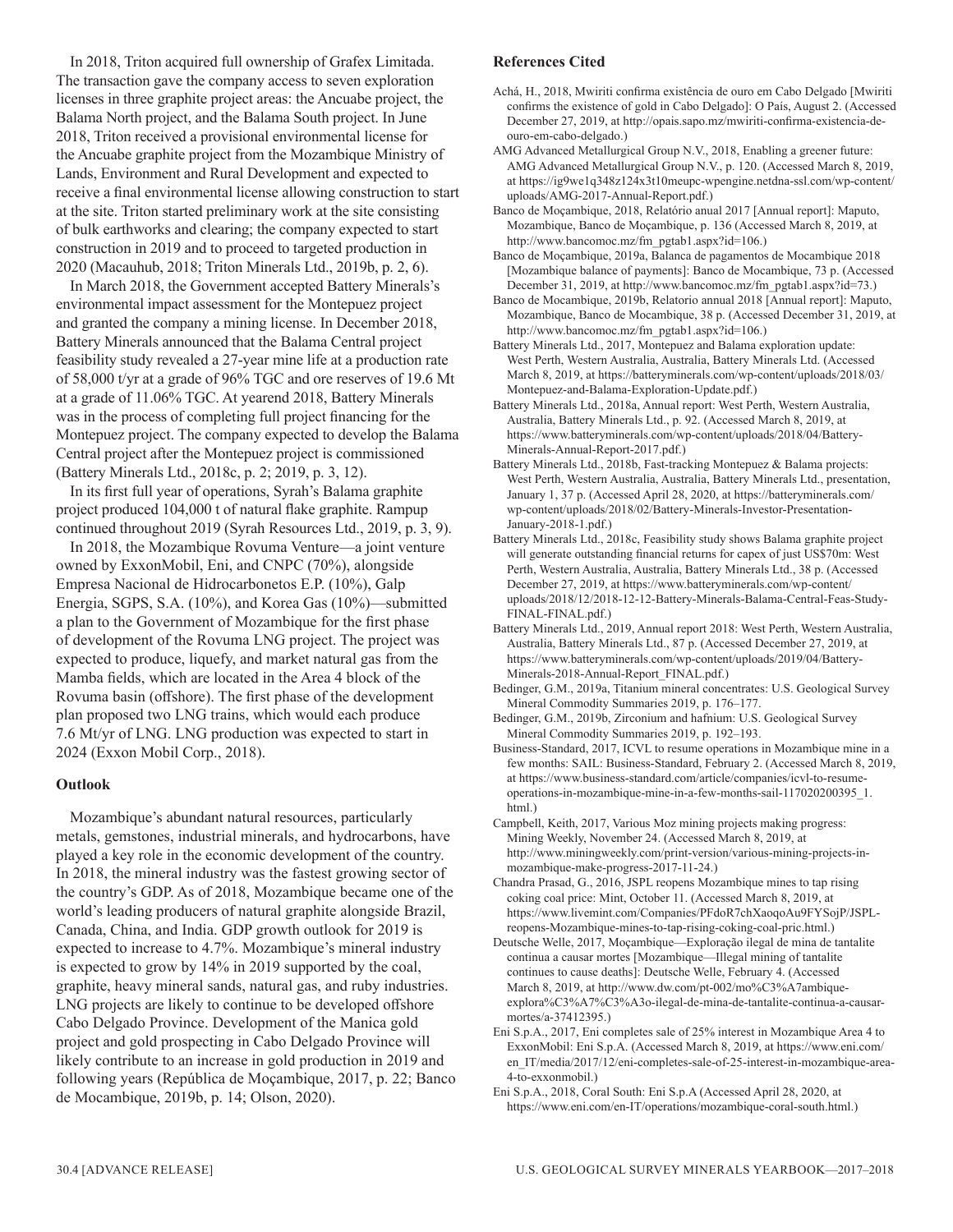In 2018, Triton acquired full ownership of Grafex Limitada. The transaction gave the company access to seven exploration licenses in three graphite project areas: the Ancuabe project, the Balama North project, and the Balama South project. In June 2018, Triton received a provisional environmental license for the Ancuabe graphite project from the Mozambique Ministry of Lands, Environment and Rural Development and expected to receive a final environmental license allowing construction to start at the site. Triton started preliminary work at the site consisting of bulk earthworks and clearing; the company expected to start construction in 2019 and to proceed to targeted production in 2020 (Macauhub, 2018; Triton Minerals Ltd., 2019b, p. 2, 6).

In March 2018, the Government accepted Battery Minerals's environmental impact assessment for the Montepuez project and granted the company a mining license. In December 2018, Battery Minerals announced that the Balama Central project feasibility study revealed a 27-year mine life at a production rate of 58,000 t/yr at a grade of 96% TGC and ore reserves of 19.6 Mt at a grade of 11.06% TGC. At yearend 2018, Battery Minerals was in the process of completing full project financing for the Montepuez project. The company expected to develop the Balama Central project after the Montepuez project is commissioned (Battery Minerals Ltd., 2018c, p. 2; 2019, p. 3, 12).

In its first full year of operations, Syrah's Balama graphite project produced 104,000 t of natural flake graphite. Rampup continued throughout 2019 (Syrah Resources Ltd., 2019, p. 3, 9).

In 2018, the Mozambique Rovuma Venture—a joint venture owned by ExxonMobil, Eni, and CNPC (70%), alongside Empresa Nacional de Hidrocarbonetos E.P. (10%), Galp Energia, SGPS, S.A. (10%), and Korea Gas (10%)—submitted a plan to the Government of Mozambique for the first phase of development of the Rovuma LNG project. The project was expected to produce, liquefy, and market natural gas from the Mamba fields, which are located in the Area 4 block of the Rovuma basin (offshore). The first phase of the development plan proposed two LNG trains, which would each produce 7.6 Mt/yr of LNG. LNG production was expected to start in 2024 (Exxon Mobil Corp., 2018).

## Outlook

Mozambique's abundant natural resources, particularly metals, gemstones, industrial minerals, and hydrocarbons, have played a key role in the economic development of the country. In 2018, the mineral industry was the fastest growing sector of the country's GDP. As of 2018, Mozambique became one of the world's leading producers of natural graphite alongside Brazil, Canada, China, and India. GDP growth outlook for 2019 is expected to increase to 4.7%. Mozambique's mineral industry is expected to grow by 14% in 2019 supported by the coal, graphite, heavy mineral sands, natural gas, and ruby industries. LNG projects are likely to continue to be developed offshore Cabo Delgado Province. Development of the Manica gold project and gold prospecting in Cabo Delgado Province will likely contribute to an increase in gold production in 2019 and following years (República de Moçambique, 2017, p. 22; Banco de Mocambique, 2019b, p. 14; Olson, 2020).

## References Cited

Achá, H., 2018, Mwiriti confirma existência de ouro em Cabo Delgado [Mwiriti confirms the existence of gold in Cabo Delgado]: O País, August 2. (Accessed December 27, 2019, at http://opais.sapo.mz/mwiriti-confirma-existencia-de-ouro-em-cabo-delgado.)

AMG Advanced Metallurgical Group N.V., 2018, Enabling a greener future: AMG Advanced Metallurgical Group N.V., p. 120. (Accessed March 8, 2019, at https://ig9we1q348z124x3t10meupc-wpengine.netdna-ssl.com/wp-content/uploads/AMG-2017-Annual-Report.pdf.)

Banco de Moçambique, 2018, Relatório anual 2017 [Annual report]: Maputo, Mozambique, Banco de Moçambique, p. 136 (Accessed March 8, 2019, at http://www.bancomoc.mz/fm_pgtab1.aspx?id=106.)

Banco de Moçambique, 2019a, Balanca de pagamentos de Mocambique 2018 [Mozambique balance of payments]: Banco de Mocambique, 73 p. (Accessed December 31, 2019, at http://www.bancomoc.mz/fm_pgtab1.aspx?id=73.)

Banco de Mocambique, 2019b, Relatorio annual 2018 [Annual report]: Maputo, Mozambique, Banco de Mocambique, 38 p. (Accessed December 31, 2019, at http://www.bancomoc.mz/fm_pgtab1.aspx?id=106.)

Battery Minerals Ltd., 2017, Montepuez and Balama exploration update: West Perth, Western Australia, Australia, Battery Minerals Ltd. (Accessed March 8, 2019, at https://batteryminerals.com/wp-content/uploads/2018/03/Montepuez-and-Balama-Exploration-Update.pdf.)

Battery Minerals Ltd., 2018a, Annual report: West Perth, Western Australia, Australia, Battery Minerals Ltd., p. 92. (Accessed March 8, 2019, at https://www.batteryminerals.com/wp-content/uploads/2018/04/Battery-Minerals-Annual-Report-2017.pdf.)

Battery Minerals Ltd., 2018b, Fast-tracking Montepuez & Balama projects: West Perth, Western Australia, Australia, Battery Minerals Ltd., presentation, January 1, 37 p. (Accessed April 28, 2020, at https://batteryminerals.com/wp-content/uploads/2018/02/Battery-Minerals-Investor-Presentation-January-2018-1.pdf.)

Battery Minerals Ltd., 2018c, Feasibility study shows Balama graphite project will generate outstanding financial returns for capex of just US$70m: West Perth, Western Australia, Australia, Battery Minerals Ltd., 38 p. (Accessed December 27, 2019, at https://www.batteryminerals.com/wp-content/uploads/2018/12/2018-12-12-Battery-Minerals-Balama-Central-Feas-Study-FINAL-FINAL.pdf.)

Battery Minerals Ltd., 2019, Annual report 2018: West Perth, Western Australia, Australia, Battery Minerals Ltd., 87 p. (Accessed December 27, 2019, at https://www.batteryminerals.com/wp-content/uploads/2019/04/Battery-Minerals-2018-Annual-Report_FINAL.pdf.)

Bedinger, G.M., 2019a, Titanium mineral concentrates: U.S. Geological Survey Mineral Commodity Summaries 2019, p. 176–177.

Bedinger, G.M., 2019b, Zirconium and hafnium: U.S. Geological Survey Mineral Commodity Summaries 2019, p. 192–193.

Business-Standard, 2017, ICVL to resume operations in Mozambique mine in a few months: SAIL: Business-Standard, February 2. (Accessed March 8, 2019, at https://www.business-standard.com/article/companies/icvl-to-resume-operations-in-mozambique-mine-in-a-few-months-sail-117020200395_1.html.)

Campbell, Keith, 2017, Various Moz mining projects making progress: Mining Weekly, November 24. (Accessed March 8, 2019, at http://www.miningweekly.com/print-version/various-mining-projects-in-mozambique-make-progress-2017-11-24.)

Chandra Prasad, G., 2016, JSPL reopens Mozambique mines to tap rising coking coal price: Mint, October 11. (Accessed March 8, 2019, at https://www.livemint.com/Companies/PFdoR7chXaoqoAu9FYSojP/JSPL-reopens-Mozambique-mines-to-tap-rising-coking-coal-pric.html.)

Deutsche Welle, 2017, Moçambique—Exploração ilegal de mina de tantalite continua a causar mortes [Mozambique—Illegal mining of tantalite continues to cause deaths]: Deutsche Welle, February 4. (Accessed March 8, 2019, at http://www.dw.com/pt-002/mo%C3%A7ambique-explora%C3%A7%C3%A3o-ilegal-de-mina-de-tantalite-continua-a-causar-mortes/a-37412395.)

Eni S.p.A., 2017, Eni completes sale of 25% interest in Mozambique Area 4 to ExxonMobil: Eni S.p.A. (Accessed March 8, 2019, at https://www.eni.com/en_IT/media/2017/12/eni-completes-sale-of-25-interest-in-mozambique-area-4-to-exxonmobil.)

Eni S.p.A., 2018, Coral South: Eni S.p.A (Accessed April 28, 2020, at https://www.eni.com/en-IT/operations/mozambique-coral-south.html.)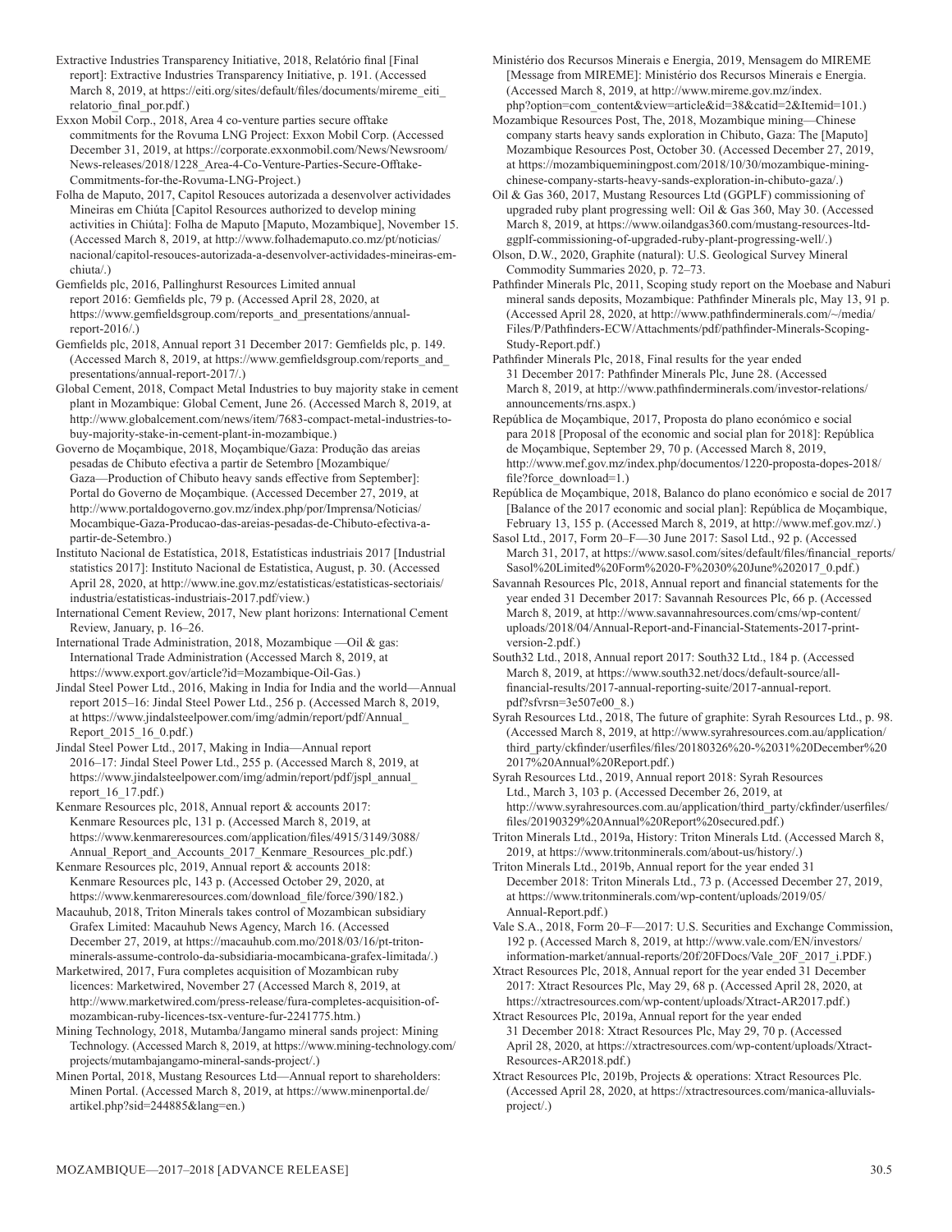Extractive Industries Transparency Initiative, 2018, Relatório final [Final report]: Extractive Industries Transparency Initiative, p. 191. (Accessed March 8, 2019, at https://eiti.org/sites/default/files/documents/mireme_eiti_relatorio_final_por.pdf.)

Exxon Mobil Corp., 2018, Area 4 co-venture parties secure offtake commitments for the Rovuma LNG Project: Exxon Mobil Corp. (Accessed December 31, 2019, at https://corporate.exxonmobil.com/News/Newsroom/News-releases/2018/1228_Area-4-Co-Venture-Parties-Secure-Offtake-Commitments-for-the-Rovuma-LNG-Project.)

Folha de Maputo, 2017, Capitol Resouces autorizada a desenvolver actividades Mineiras em Chiúta [Capitol Resources authorized to develop mining activities in Chiúta]: Folha de Maputo [Maputo, Mozambique], November 15. (Accessed March 8, 2019, at http://www.folhademaputo.co.mz/pt/noticias/nacional/capitol-resouces-autorizada-a-desenvolver-actividades-mineiras-em-chiuta/.)

Gemfields plc, 2016, Pallinghurst Resources Limited annual report 2016: Gemfields plc, 79 p. (Accessed April 28, 2020, at https://www.gemfieldsgroup.com/reports_and_presentations/annual-report-2016/.)

Gemfields plc, 2018, Annual report 31 December 2017: Gemfields plc, p. 149. (Accessed March 8, 2019, at https://www.gemfieldsgroup.com/reports_and_presentations/annual-report-2017/.)

Global Cement, 2018, Compact Metal Industries to buy majority stake in cement plant in Mozambique: Global Cement, June 26. (Accessed March 8, 2019, at http://www.globalcement.com/news/item/7683-compact-metal-industries-to-buy-majority-stake-in-cement-plant-in-mozambique.)

Governo de Moçambique, 2018, Moçambique/Gaza: Produção das areias pesadas de Chibuto efectiva a partir de Setembro [Mozambique/Gaza—Production of Chibuto heavy sands effective from September]: Portal do Governo de Moçambique. (Accessed December 27, 2019, at http://www.portaldogoverno.gov.mz/index.php/por/Imprensa/Noticias/Mocambique-Gaza-Producao-das-areias-pesadas-de-Chibuto-efectiva-a-partir-de-Setembro.)

Instituto Nacional de Estatística, 2018, Estatísticas industriais 2017 [Industrial statistics 2017]: Instituto Nacional de Estatistica, August, p. 30. (Accessed April 28, 2020, at http://www.ine.gov.mz/estatisticas/estatisticas-sectoriais/industria/estatisticas-industriais-2017.pdf/view.)

International Cement Review, 2017, New plant horizons: International Cement Review, January, p. 16–26.

International Trade Administration, 2018, Mozambique —Oil & gas: International Trade Administration (Accessed March 8, 2019, at https://www.export.gov/article?id=Mozambique-Oil-Gas.)

Jindal Steel Power Ltd., 2016, Making in India for India and the world—Annual report 2015–16: Jindal Steel Power Ltd., 256 p. (Accessed March 8, 2019, at https://www.jindalsteelpower.com/img/admin/report/pdf/Annual_Report_2015_16_0.pdf.)

Jindal Steel Power Ltd., 2017, Making in India—Annual report 2016–17: Jindal Steel Power Ltd., 255 p. (Accessed March 8, 2019, at https://www.jindalsteelpower.com/img/admin/report/pdf/jspl_annual_report_16_17.pdf.)

Kenmare Resources plc, 2018, Annual report & accounts 2017: Kenmare Resources plc, 131 p. (Accessed March 8, 2019, at https://www.kenmareresources.com/application/files/4915/3149/3088/Annual_Report_and_Accounts_2017_Kenmare_Resources_plc.pdf.)

Kenmare Resources plc, 2019, Annual report & accounts 2018: Kenmare Resources plc, 143 p. (Accessed October 29, 2020, at https://www.kenmareresources.com/download_file/force/390/182.)

Macauhub, 2018, Triton Minerals takes control of Mozambican subsidiary Grafex Limited: Macauhub News Agency, March 16. (Accessed December 27, 2019, at https://macauhub.com.mo/2018/03/16/pt-triton-minerals-assume-controlo-da-subsidiaria-mocambicana-grafex-limitada/.)

Marketwired, 2017, Fura completes acquisition of Mozambican ruby licences: Marketwired, November 27 (Accessed March 8, 2019, at http://www.marketwired.com/press-release/fura-completes-acquisition-of-mozambican-ruby-licences-tsx-venture-fur-2241775.htm.)

Mining Technology, 2018, Mutamba/Jangamo mineral sands project: Mining Technology. (Accessed March 8, 2019, at https://www.mining-technology.com/projects/mutambajangamo-mineral-sands-project/.)

Minen Portal, 2018, Mustang Resources Ltd—Annual report to shareholders: Minen Portal. (Accessed March 8, 2019, at https://www.minenportal.de/artikel.php?sid=244885&lang=en.)

Ministério dos Recursos Minerais e Energia, 2019, Mensagem do MIREME [Message from MIREME]: Ministério dos Recursos Minerais e Energia. (Accessed March 8, 2019, at http://www.mireme.gov.mz/index.php?option=com_content&view=article&id=38&catid=2&Itemid=101.)

Mozambique Resources Post, The, 2018, Mozambique mining—Chinese company starts heavy sands exploration in Chibuto, Gaza: The [Maputo] Mozambique Resources Post, October 30. (Accessed December 27, 2019, at https://mozambiqueminingpost.com/2018/10/30/mozambique-mining-chinese-company-starts-heavy-sands-exploration-in-chibuto-gaza/.)

Oil & Gas 360, 2017, Mustang Resources Ltd (GGPLF) commissioning of upgraded ruby plant progressing well: Oil & Gas 360, May 30. (Accessed March 8, 2019, at https://www.oilandgas360.com/mustang-resources-ltd-ggplf-commissioning-of-upgraded-ruby-plant-progressing-well/.)

Olson, D.W., 2020, Graphite (natural): U.S. Geological Survey Mineral Commodity Summaries 2020, p. 72–73.

Pathfinder Minerals Plc, 2011, Scoping study report on the Moebase and Naburi mineral sands deposits, Mozambique: Pathfinder Minerals plc, May 13, 91 p. (Accessed April 28, 2020, at http://www.pathfinderminerals.com/~/media/Files/P/Pathfinders-ECW/Attachments/pdf/pathfinder-Minerals-Scoping-Study-Report.pdf.)

Pathfinder Minerals Plc, 2018, Final results for the year ended 31 December 2017: Pathfinder Minerals Plc, June 28. (Accessed March 8, 2019, at http://www.pathfinderminerals.com/investor-relations/announcements/rns.aspx.)

República de Moçambique, 2017, Proposta do plano económico e social para 2018 [Proposal of the economic and social plan for 2018]: República de Moçambique, September 29, 70 p. (Accessed March 8, 2019, http://www.mef.gov.mz/index.php/documentos/1220-proposta-dopes-2018/file?force_download=1.)

República de Moçambique, 2018, Balanco do plano económico e social de 2017 [Balance of the 2017 economic and social plan]: República de Moçambique, February 13, 155 p. (Accessed March 8, 2019, at http://www.mef.gov.mz/.)

Sasol Ltd., 2017, Form 20–F—30 June 2017: Sasol Ltd., 92 p. (Accessed March 31, 2017, at https://www.sasol.com/sites/default/files/financial_reports/Sasol%20Limited%20Form%2020-F%2030%20June%202017_0.pdf.)

Savannah Resources Plc, 2018, Annual report and financial statements for the year ended 31 December 2017: Savannah Resources Plc, 66 p. (Accessed March 8, 2019, at http://www.savannahresources.com/cms/wp-content/uploads/2018/04/Annual-Report-and-Financial-Statements-2017-print-version-2.pdf.)

South32 Ltd., 2018, Annual report 2017: South32 Ltd., 184 p. (Accessed March 8, 2019, at https://www.south32.net/docs/default-source/all-financial-results/2017-annual-reporting-suite/2017-annual-report.pdf?sfvrsn=3e507e00_8.)

Syrah Resources Ltd., 2018, The future of graphite: Syrah Resources Ltd., p. 98. (Accessed March 8, 2019, at http://www.syrahresources.com.au/application/third_party/ckfinder/userfiles/files/20180326%20-%2031%20December%202017%20Annual%20Report.pdf.)

Syrah Resources Ltd., 2019, Annual report 2018: Syrah Resources Ltd., March 3, 103 p. (Accessed December 26, 2019, at http://www.syrahresources.com.au/application/third_party/ckfinder/userfiles/files/20190329%20Annual%20Report%20secured.pdf.)

Triton Minerals Ltd., 2019a, History: Triton Minerals Ltd. (Accessed March 8, 2019, at https://www.tritonminerals.com/about-us/history/.)

Triton Minerals Ltd., 2019b, Annual report for the year ended 31 December 2018: Triton Minerals Ltd., 73 p. (Accessed December 27, 2019, at https://www.tritonminerals.com/wp-content/uploads/2019/05/Annual-Report.pdf.)

Vale S.A., 2018, Form 20–F—2017: U.S. Securities and Exchange Commission, 192 p. (Accessed March 8, 2019, at http://www.vale.com/EN/investors/information-market/annual-reports/20f/20FDocs/Vale_20F_2017_i.PDF.)

Xtract Resources Plc, 2018, Annual report for the year ended 31 December 2017: Xtract Resources Plc, May 29, 68 p. (Accessed April 28, 2020, at https://xtractresources.com/wp-content/uploads/Xtract-AR2017.pdf.)

Xtract Resources Plc, 2019a, Annual report for the year ended 31 December 2018: Xtract Resources Plc, May 29, 70 p. (Accessed April 28, 2020, at https://xtractresources.com/wp-content/uploads/Xtract-Resources-AR2018.pdf.)

Xtract Resources Plc, 2019b, Projects & operations: Xtract Resources Plc. (Accessed April 28, 2020, at https://xtractresources.com/manica-alluvials-project/.)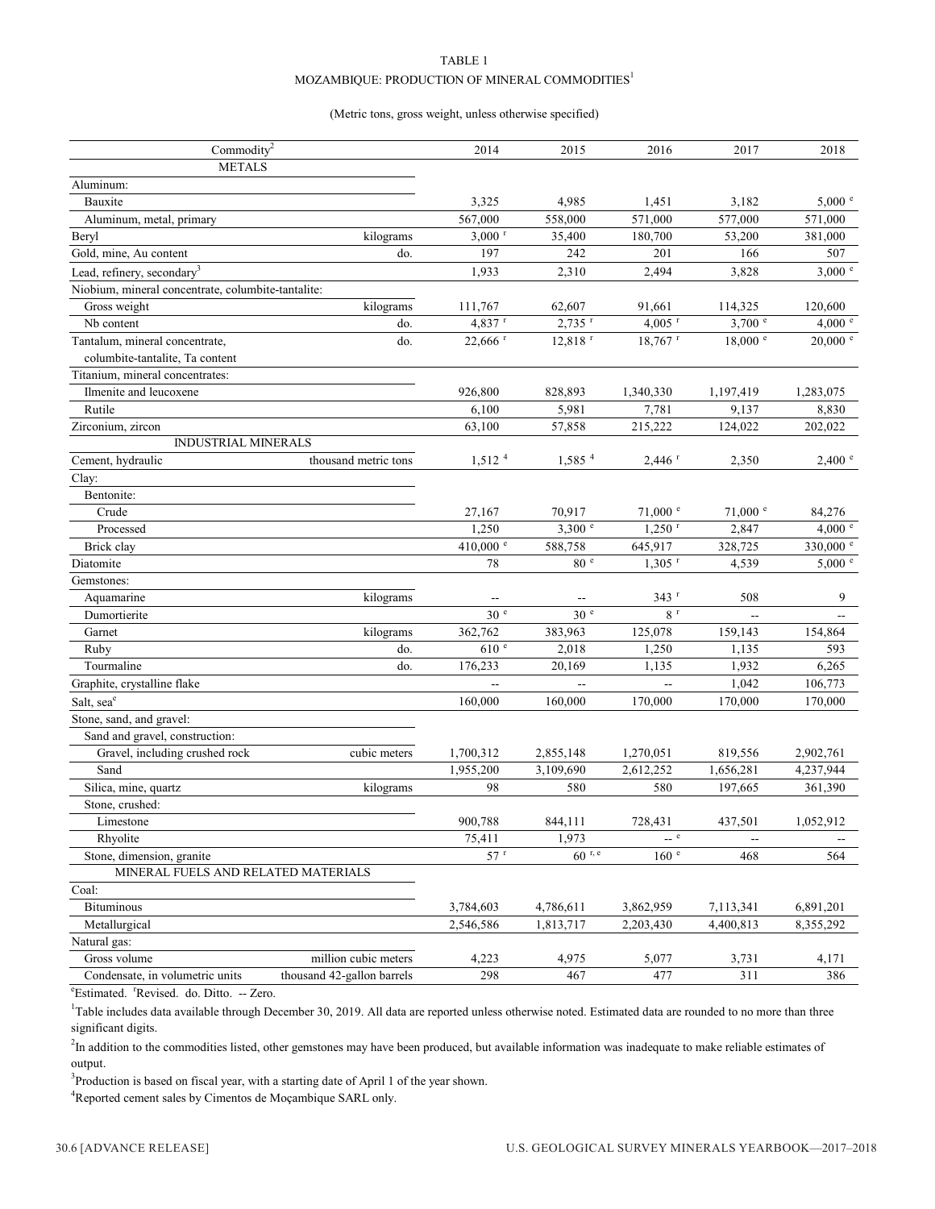TABLE 1

MOZAMBIQUE: PRODUCTION OF MINERAL COMMODITIES[1]

(Metric tons, gross weight, unless otherwise specified)

| Commodity[2] | | 2014 | 2015 | 2016 | 2017 | 2018 |
|---|---|---|---|---|---|---|
| METALS | | | | | | |
| Aluminum: | | | | | | |
| Bauxite | | 3,325 | 4,985 | 1,451 | 3,182 | 5,000 e |
| Aluminum, metal, primary | | 567,000 | 558,000 | 571,000 | 577,000 | 571,000 |
| Beryl | kilograms | 3,000 r | 35,400 | 180,700 | 53,200 | 381,000 |
| Gold, mine, Au content | do. | 197 | 242 | 201 | 166 | 507 |
| Lead, refinery, secondary[3] | | 1,933 | 2,310 | 2,494 | 3,828 | 3,000 e |
| Niobium, mineral concentrate, columbite-tantalite: | | | | | | |
| Gross weight | kilograms | 111,767 | 62,607 | 91,661 | 114,325 | 120,600 |
| Nb content | do. | 4,837 r | 2,735 r | 4,005 r | 3,700 e | 4,000 e |
| Tantalum, mineral concentrate, columbite-tantalite, Ta content | do. | 22,666 r | 12,818 r | 18,767 r | 18,000 e | 20,000 e |
| Titanium, mineral concentrates: | | | | | | |
| Ilmenite and leucoxene | | 926,800 | 828,893 | 1,340,330 | 1,197,419 | 1,283,075 |
| Rutile | | 6,100 | 5,981 | 7,781 | 9,137 | 8,830 |
| Zirconium, zircon | | 63,100 | 57,858 | 215,222 | 124,022 | 202,022 |
| INDUSTRIAL MINERALS | | | | | | |
| Cement, hydraulic | thousand metric tons | 1,512 [4] | 1,585 [4] | 2,446 r | 2,350 | 2,400 e |
| Clay: | | | | | | |
| Bentonite: | | | | | | |
| Crude | | 27,167 | 70,917 | 71,000 e | 71,000 e | 84,276 |
| Processed | | 1,250 | 3,300 e | 1,250 r | 2,847 | 4,000 e |
| Brick clay | | 410,000 e | 588,758 | 645,917 | 328,725 | 330,000 e |
| Diatomite | | 78 | 80 e | 1,305 r | 4,539 | 5,000 e |
| Gemstones: | | | | | | |
| Aquamarine | kilograms | -- | -- | 343 r | 508 | 9 |
| Dumortierite | | 30 e | 30 e | 8 r | -- | -- |
| Garnet | kilograms | 362,762 | 383,963 | 125,078 | 159,143 | 154,864 |
| Ruby | do. | 610 e | 2,018 | 1,250 | 1,135 | 593 |
| Tourmaline | do. | 176,233 | 20,169 | 1,135 | 1,932 | 6,265 |
| Graphite, crystalline flake | | -- | -- | -- | 1,042 | 106,773 |
| Salt, sea[e] | | 160,000 | 160,000 | 170,000 | 170,000 | 170,000 |
| Stone, sand, and gravel: | | | | | | |
| Sand and gravel, construction: | | | | | | |
| Gravel, including crushed rock | cubic meters | 1,700,312 | 2,855,148 | 1,270,051 | 819,556 | 2,902,761 |
| Sand | | 1,955,200 | 3,109,690 | 2,612,252 | 1,656,281 | 4,237,944 |
| Silica, mine, quartz | kilograms | 98 | 580 | 580 | 197,665 | 361,390 |
| Stone, crushed: | | | | | | |
| Limestone | | 900,788 | 844,111 | 728,431 | 437,501 | 1,052,912 |
| Rhyolite | | 75,411 | 1,973 | -- e | -- | -- |
| Stone, dimension, granite | | 57 r | 60 r, e | 160 e | 468 | 564 |
| MINERAL FUELS AND RELATED MATERIALS | | | | | | |
| Coal: | | | | | | |
| Bituminous | | 3,784,603 | 4,786,611 | 3,862,959 | 7,113,341 | 6,891,201 |
| Metallurgical | | 2,546,586 | 1,813,717 | 2,203,430 | 4,400,813 | 8,355,292 |
| Natural gas: | | | | | | |
| Gross volume | million cubic meters | 4,223 | 4,975 | 5,077 | 3,731 | 4,171 |
| Condensate, in volumetric units | thousand 42-gallon barrels | 298 | 467 | 477 | 311 | 386 |

[e]Estimated. [r]Revised. do. Ditto. -- Zero.

[1]Table includes data available through December 30, 2019. All data are reported unless otherwise noted. Estimated data are rounded to no more than three significant digits.

[2]In addition to the commodities listed, other gemstones may have been produced, but available information was inadequate to make reliable estimates of output.

[3]Production is based on fiscal year, with a starting date of April 1 of the year shown.

[4]Reported cement sales by Cimentos de Moçambique SARL only.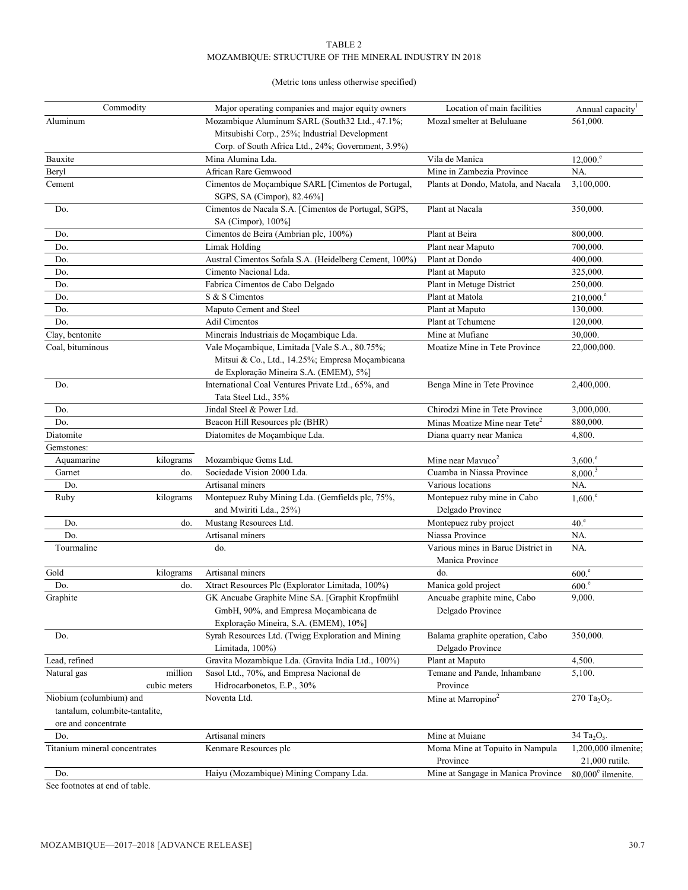TABLE 2
MOZAMBIQUE: STRUCTURE OF THE MINERAL INDUSTRY IN 2018

(Metric tons unless otherwise specified)

| Commodity | | Major operating companies and major equity owners | Location of main facilities | Annual capacity[1] |
|---|---|---|---|---|
| Aluminum | | Mozambique Aluminum SARL (South32 Ltd., 47.1%; Mitsubishi Corp., 25%; Industrial Development Corp. of South Africa Ltd., 24%; Government, 3.9%) | Mozal smelter at Beluluane | 561,000. |
| Bauxite | | Mina Alumina Lda. | Vila de Manica | 12,000.[e] |
| Beryl | | African Rare Gemwood | Mine in Zambezia Province | NA. |
| Cement | | Cimentos de Moçambique SARL [Cimentos de Portugal, SGPS, SA (Cimpor), 82.46%] | Plants at Dondo, Matola, and Nacala | 3,100,000. |
| Do. | | Cimentos de Nacala S.A. [Cimentos de Portugal, SGPS, SA (Cimpor), 100%] | Plant at Nacala | 350,000. |
| Do. | | Cimentos de Beira (Ambrian plc, 100%) | Plant at Beira | 800,000. |
| Do. | | Limak Holding | Plant near Maputo | 700,000. |
| Do. | | Austral Cimentos Sofala S.A. (Heidelberg Cement, 100%) | Plant at Dondo | 400,000. |
| Do. | | Cimento Nacional Lda. | Plant at Maputo | 325,000. |
| Do. | | Fabrica Cimentos de Cabo Delgado | Plant in Metuge District | 250,000. |
| Do. | | S & S Cimentos | Plant at Matola | 210,000.[e] |
| Do. | | Maputo Cement and Steel | Plant at Maputo | 130,000. |
| Do. | | Adil Cimentos | Plant at Tchumene | 120,000. |
| Clay, bentonite | | Minerais Industriais de Moçambique Lda. | Mine at Mufiane | 30,000. |
| Coal, bituminous | | Vale Moçambique, Limitada [Vale S.A., 80.75%; Mitsui & Co., Ltd., 14.25%; Empresa Moçambicana de Exploração Mineira S.A. (EMEM), 5%] | Moatize Mine in Tete Province | 22,000,000. |
| Do. | | International Coal Ventures Private Ltd., 65%, and Tata Steel Ltd., 35% | Benga Mine in Tete Province | 2,400,000. |
| Do. | | Jindal Steel & Power Ltd. | Chirodzi Mine in Tete Province | 3,000,000. |
| Do. | | Beacon Hill Resources plc (BHR) | Minas Moatize Mine near Tete[2] | 880,000. |
| Diatomite | | Diatomites de Moçambique Lda. | Diana quarry near Manica | 4,800. |
| Gemstones: | | | | |
| Aquamarine | kilograms | Mozambique Gems Ltd. | Mine near Mavuco[2] | 3,600.[e] |
| Garnet | do. | Sociedade Vision 2000 Lda. | Cuamba in Niassa Province | 8,000.[3] |
| Do. | | Artisanal miners | Various locations | NA. |
| Ruby | kilograms | Montepuez Ruby Mining Lda. (Gemfields plc, 75%, and Mwiriti Lda., 25%) | Montepuez ruby mine in Cabo Delgado Province | 1,600.[e] |
| Do. | do. | Mustang Resources Ltd. | Montepuez ruby project | 40.[e] |
| Do. | | Artisanal miners | Niassa Province | NA. |
| Tourmaline | | do. | Various mines in Barue District in Manica Province | NA. |
| Gold | kilograms | Artisanal miners | do. | 600.[e] |
| Do. | do. | Xtract Resources Plc (Explorator Limitada, 100%) | Manica gold project | 600.[e] |
| Graphite | | GK Ancuabe Graphite Mine SA. [Graphit Kropfmühl GmbH, 90%, and Empresa Moçambicana de Exploração Mineira, S.A. (EMEM), 10%] | Ancuabe graphite mine, Cabo Delgado Province | 9,000. |
| Do. | | Syrah Resources Ltd. (Twigg Exploration and Mining Limitada, 100%) | Balama graphite operation, Cabo Delgado Province | 350,000. |
| Lead, refined | | Gravita Mozambique Lda. (Gravita India Ltd., 100%) | Plant at Maputo | 4,500. |
| Natural gas | million cubic meters | Sasol Ltd., 70%, and Empresa Nacional de Hidrocarbonetos, E.P., 30% | Temane and Pande, Inhambane Province | 5,100. |
| Niobium (columbium) and tantalum, columbite-tantalite, ore and concentrate | | Noventa Ltd. | Mine at Marropino[2] | 270 $Ta_2O_5$. |
| Do. | | Artisanal miners | Mine at Muiane | 34 $Ta_2O_5$. |
| Titanium mineral concentrates | | Kenmare Resources plc | Moma Mine at Topuito in Nampula Province | 1,200,000 ilmenite; 21,000 rutile. |
| Do. | | Haiyu (Mozambique) Mining Company Lda. | Mine at Sangage in Manica Province | 80,000[e] ilmenite. |

See footnotes at end of table.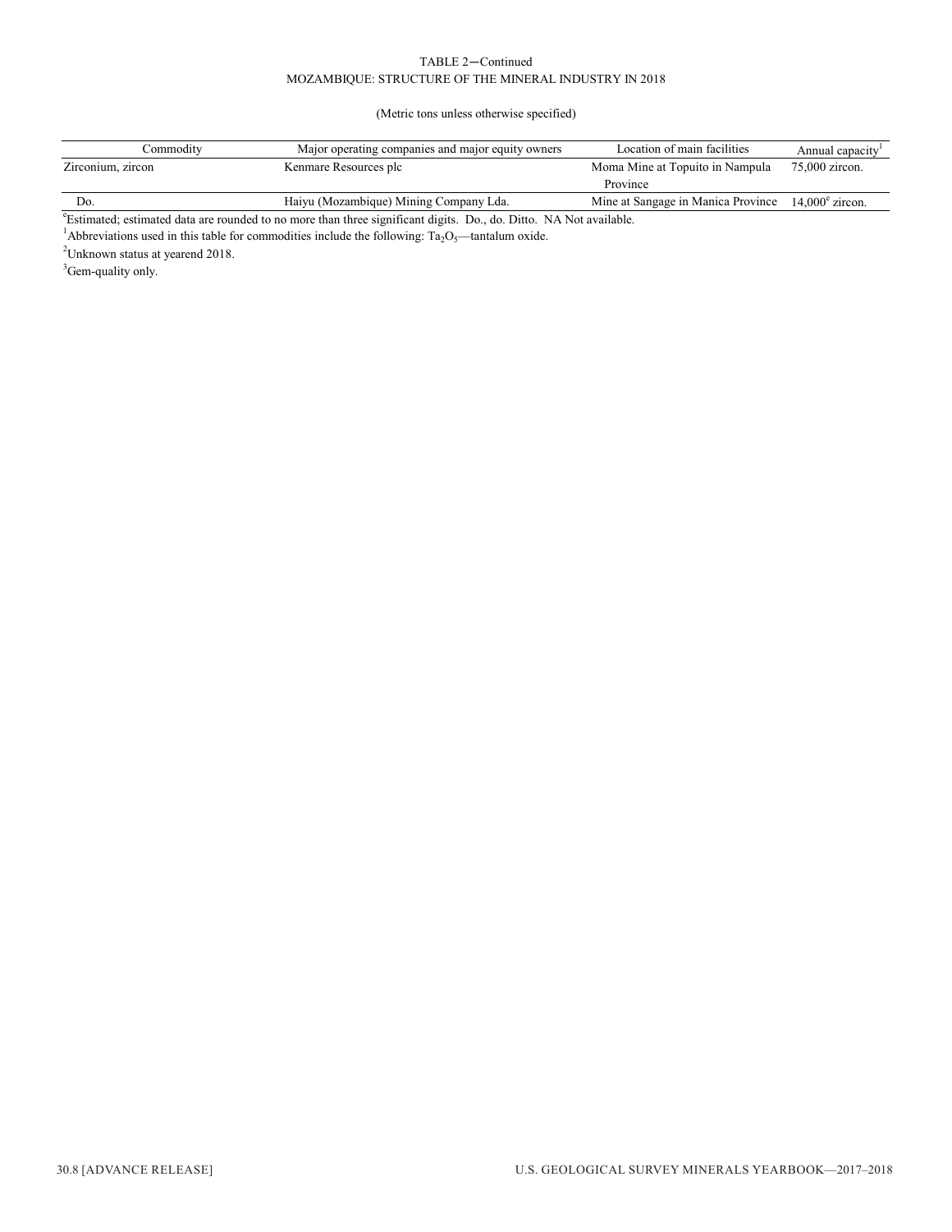TABLE 2—Continued
MOZAMBIQUE: STRUCTURE OF THE MINERAL INDUSTRY IN 2018

(Metric tons unless otherwise specified)

| Commodity | Major operating companies and major equity owners | Location of main facilities | Annual capacity[1] |
|---|---|---|---|
| Zirconium, zircon | Kenmare Resources plc | Moma Mine at Topuito in Nampula Province | 75,000 zircon. |
| Do. | Haiyu (Mozambique) Mining Company Lda. | Mine at Sangage in Manica Province | 14,000[e] zircon. |

[e]Estimated; estimated data are rounded to no more than three significant digits. Do., do. Ditto. NA Not available.

[1]Abbreviations used in this table for commodities include the following: $Ta_2O_5$—tantalum oxide.

[2]Unknown status at yearend 2018.

[3]Gem-quality only.